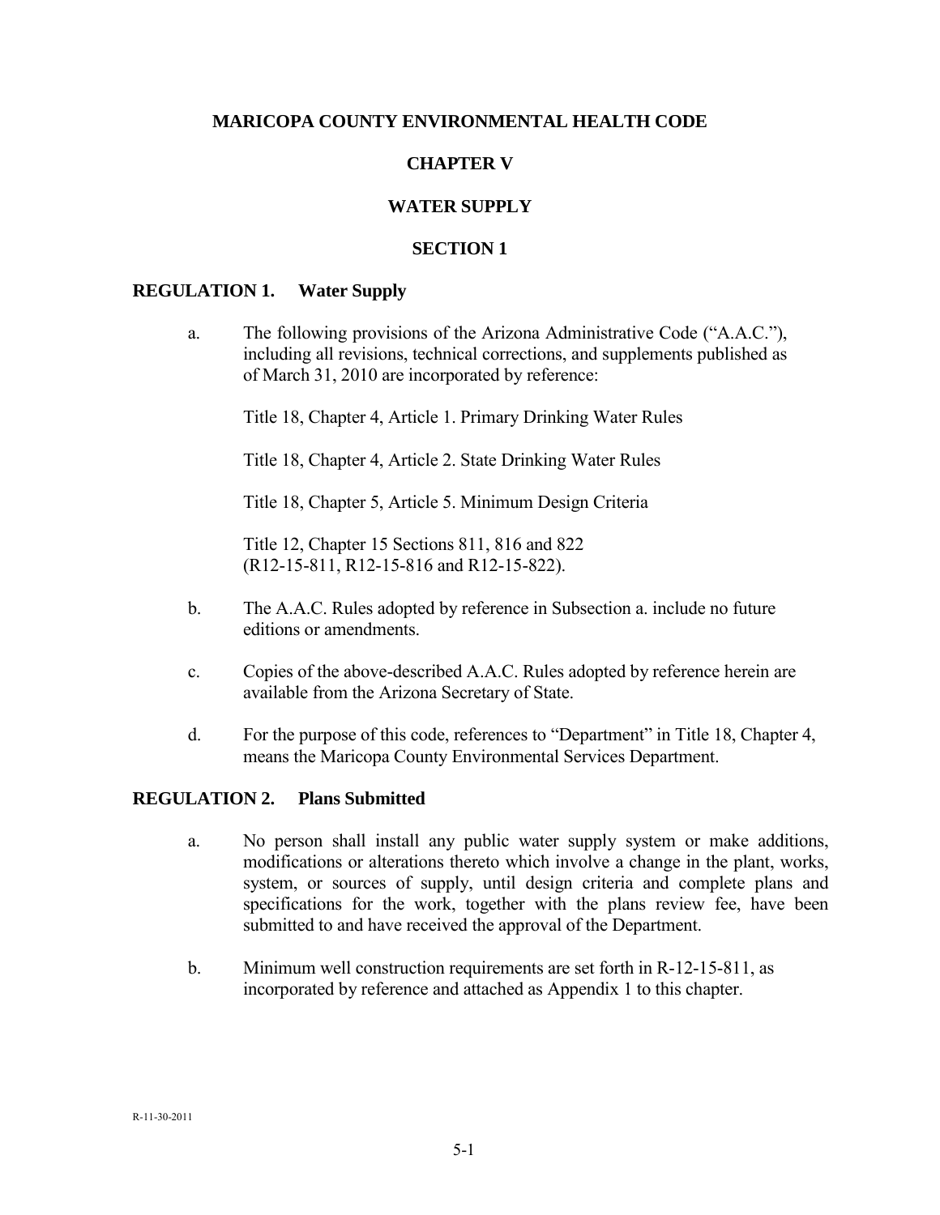# MARICOPA COUNTY ENVIRONMENTAL HEALTH CODE

# CHAPTER V

# WATER SUPPLY

## SECTION 1

### REGULATION 1. Water Supply

a. The following provisions of the Arizona Administrative Code ("A.A.C."), including all revisions, technical corrections, and supplements published as of March 31, 2010 are incorporated by reference:

   Title 18, Chapter 4, Article 1. Primary Drinking Water Rules

   Title 18, Chapter 4, Article 2. State Drinking Water Rules

   Title 18, Chapter 5, Article 5. Minimum Design Criteria

   Title 12, Chapter 15 Sections 811, 816 and 822 (R12-15-811, R12-15-816 and R12-15-822).

b. The A.A.C. Rules adopted by reference in Subsection a. include no future editions or amendments.

c. Copies of the above-described A.A.C. Rules adopted by reference herein are available from the Arizona Secretary of State.

d. For the purpose of this code, references to "Department" in Title 18, Chapter 4, means the Maricopa County Environmental Services Department.

### REGULATION 2. Plans Submitted

a. No person shall install any public water supply system or make additions, modifications or alterations thereto which involve a change in the plant, works, system, or sources of supply, until design criteria and complete plans and specifications for the work, together with the plans review fee, have been submitted to and have received the approval of the Department.

b. Minimum well construction requirements are set forth in R-12-15-811, as incorporated by reference and attached as Appendix 1 to this chapter.

R-11-30-2011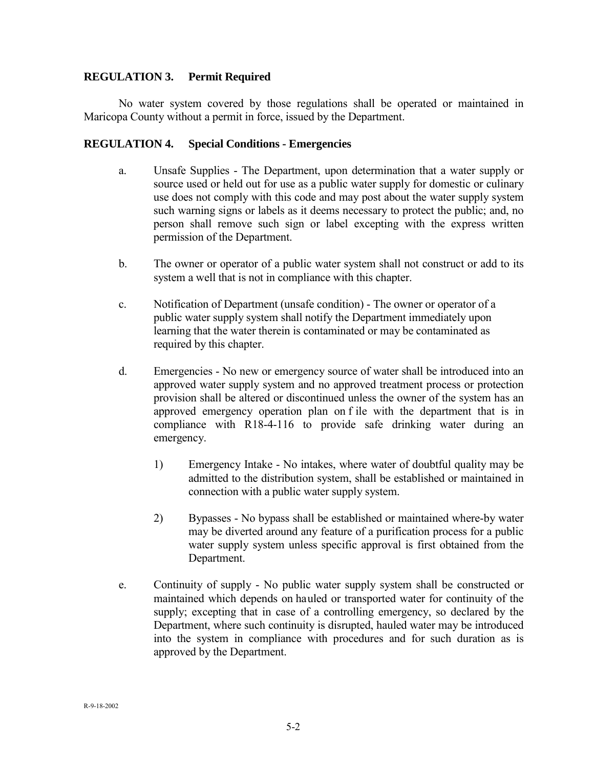**REGULATION 3. Permit Required**

No water system covered by those regulations shall be operated or maintained in Maricopa County without a permit in force, issued by the Department.

**REGULATION 4. Special Conditions - Emergencies**

a. Unsafe Supplies - The Department, upon determination that a water supply or source used or held out for use as a public water supply for domestic or culinary use does not comply with this code and may post about the water supply system such warning signs or labels as it deems necessary to protect the public; and, no person shall remove such sign or label excepting with the express written permission of the Department.

b. The owner or operator of a public water system shall not construct or add to its system a well that is not in compliance with this chapter.

c. Notification of Department (unsafe condition) - The owner or operator of a public water supply system shall notify the Department immediately upon learning that the water therein is contaminated or may be contaminated as required by this chapter.

d. Emergencies - No new or emergency source of water shall be introduced into an approved water supply system and no approved treatment process or protection provision shall be altered or discontinued unless the owner of the system has an approved emergency operation plan on f ile with the department that is in compliance with R18-4-116 to provide safe drinking water during an emergency.

   1) Emergency Intake - No intakes, where water of doubtful quality may be admitted to the distribution system, shall be established or maintained in connection with a public water supply system.

   2) Bypasses - No bypass shall be established or maintained where-by water may be diverted around any feature of a purification process for a public water supply system unless specific approval is first obtained from the Department.

e. Continuity of supply - No public water supply system shall be constructed or maintained which depends on hauled or transported water for continuity of the supply; excepting that in case of a controlling emergency, so declared by the Department, where such continuity is disrupted, hauled water may be introduced into the system in compliance with procedures and for such duration as is approved by the Department.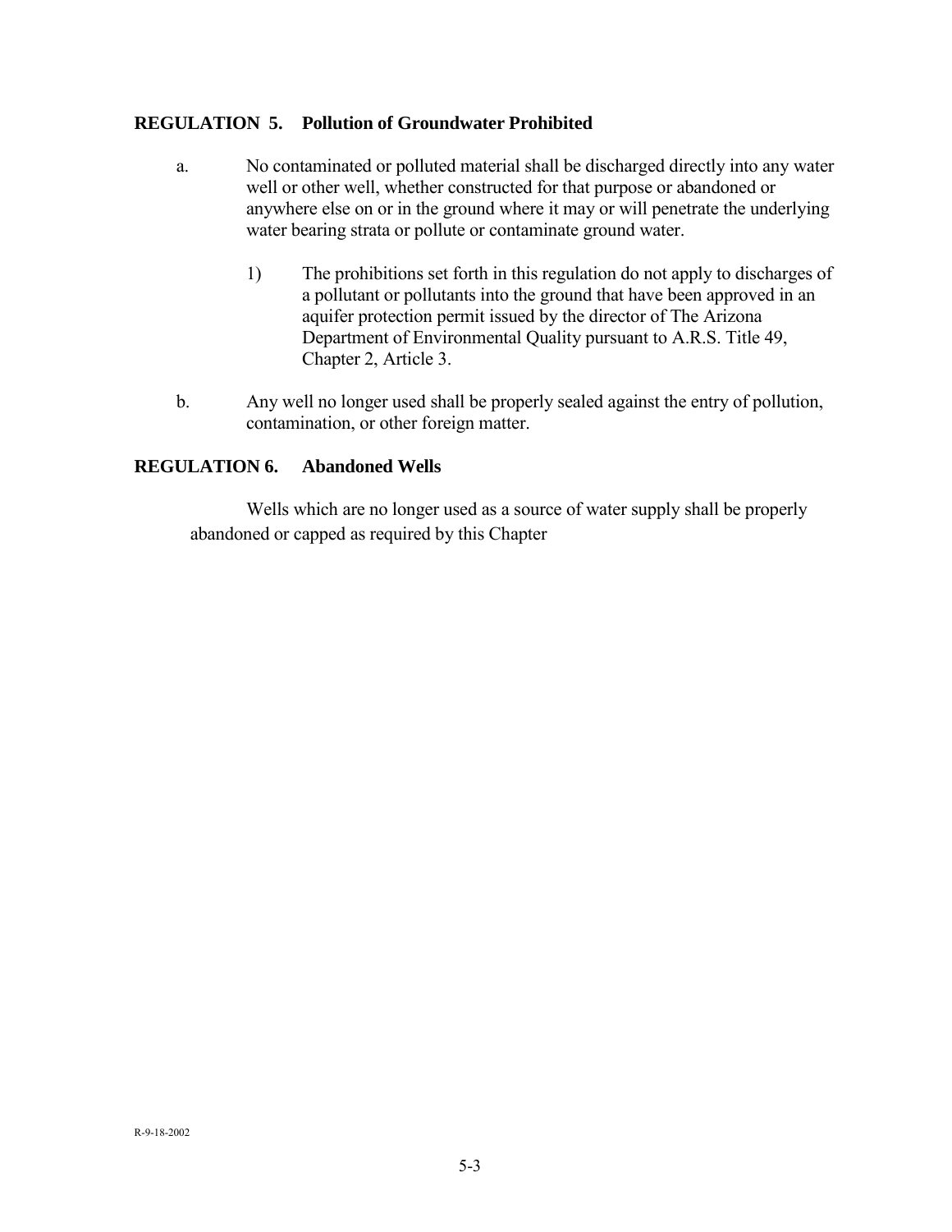### REGULATION 5. Pollution of Groundwater Prohibited

a. No contaminated or polluted material shall be discharged directly into any water well or other well, whether constructed for that purpose or abandoned or anywhere else on or in the ground where it may or will penetrate the underlying water bearing strata or pollute or contaminate ground water.

   1) The prohibitions set forth in this regulation do not apply to discharges of a pollutant or pollutants into the ground that have been approved in an aquifer protection permit issued by the director of The Arizona Department of Environmental Quality pursuant to A.R.S. Title 49, Chapter 2, Article 3.

b. Any well no longer used shall be properly sealed against the entry of pollution, contamination, or other foreign matter.

### REGULATION 6. Abandoned Wells

Wells which are no longer used as a source of water supply shall be properly abandoned or capped as required by this Chapter

R-9-18-2002